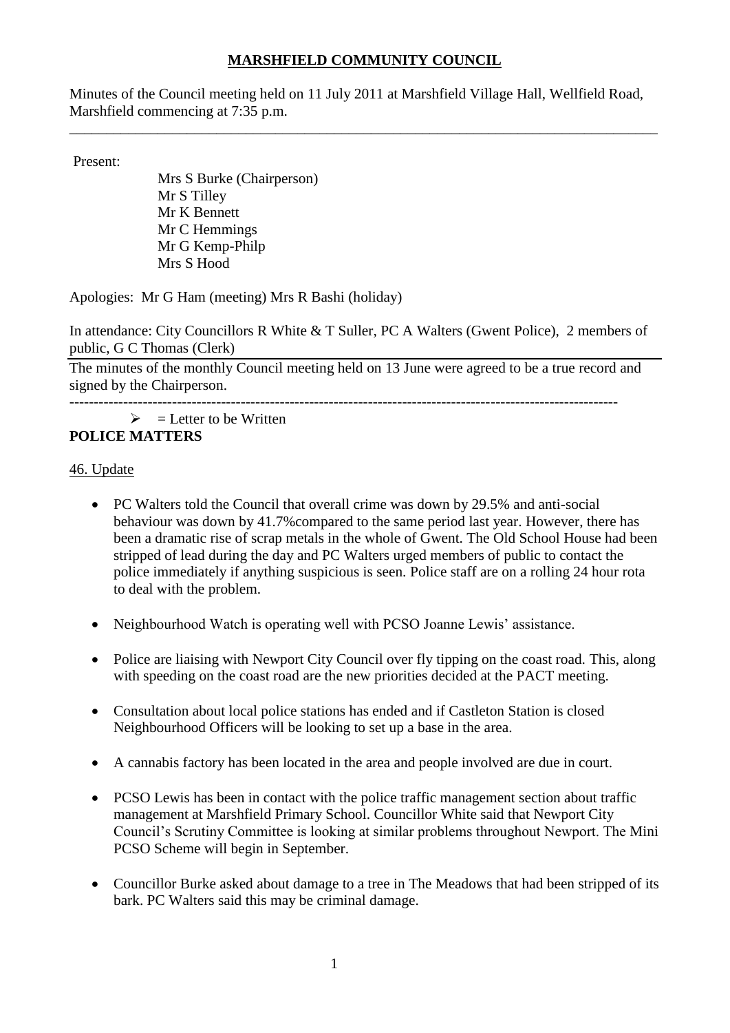# MARSHFIELD COMMUNITY COUNCIL

Minutes of the Council meeting held on 11 July 2011 at Marshfield Village Hall, Wellfield Road, Marshfield commencing at 7:35 p.m.

---

Present:

Mrs S Burke (Chairperson)
Mr S Tilley
Mr K Bennett
Mr C Hemmings
Mr G Kemp-Philp
Mrs S Hood

Apologies: Mr G Ham (meeting) Mrs R Bashi (holiday)

In attendance: City Councillors R White & T Suller, PC A Walters (Gwent Police), 2 members of public, G C Thomas (Clerk)

The minutes of the monthly Council meeting held on 13 June were agreed to be a true record and signed by the Chairperson.

---

➢ = Letter to be Written

## POLICE MATTERS

### 46. Update

- PC Walters told the Council that overall crime was down by 29.5% and anti-social behaviour was down by 41.7%compared to the same period last year. However, there has been a dramatic rise of scrap metals in the whole of Gwent. The Old School House had been stripped of lead during the day and PC Walters urged members of public to contact the police immediately if anything suspicious is seen. Police staff are on a rolling 24 hour rota to deal with the problem.
- Neighbourhood Watch is operating well with PCSO Joanne Lewis' assistance.
- Police are liaising with Newport City Council over fly tipping on the coast road. This, along with speeding on the coast road are the new priorities decided at the PACT meeting.
- Consultation about local police stations has ended and if Castleton Station is closed Neighbourhood Officers will be looking to set up a base in the area.
- A cannabis factory has been located in the area and people involved are due in court.
- PCSO Lewis has been in contact with the police traffic management section about traffic management at Marshfield Primary School. Councillor White said that Newport City Council's Scrutiny Committee is looking at similar problems throughout Newport. The Mini PCSO Scheme will begin in September.
- Councillor Burke asked about damage to a tree in The Meadows that had been stripped of its bark. PC Walters said this may be criminal damage.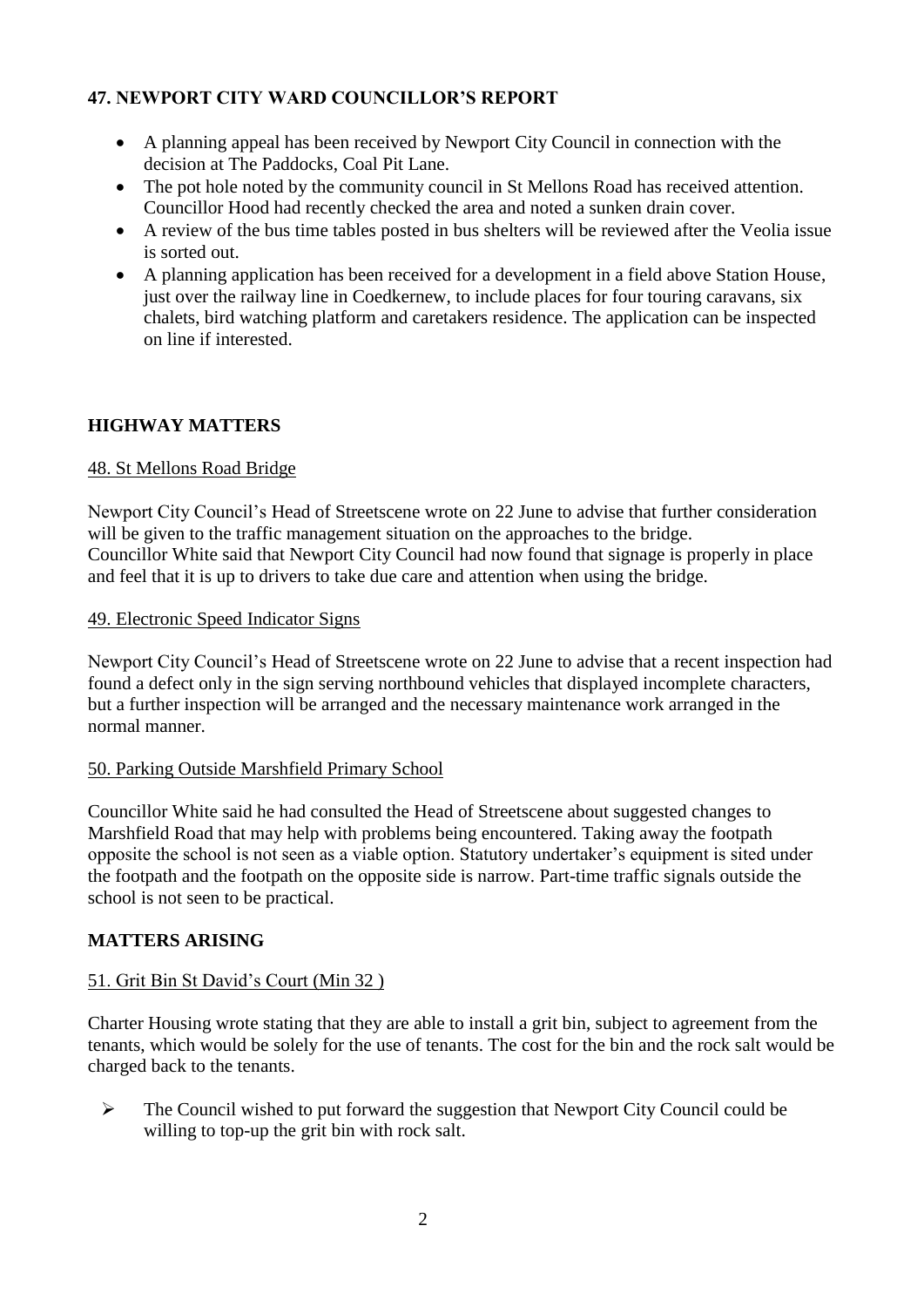## 47. NEWPORT CITY WARD COUNCILLOR'S REPORT

- A planning appeal has been received by Newport City Council in connection with the decision at The Paddocks, Coal Pit Lane.
- The pot hole noted by the community council in St Mellons Road has received attention. Councillor Hood had recently checked the area and noted a sunken drain cover.
- A review of the bus time tables posted in bus shelters will be reviewed after the Veolia issue is sorted out.
- A planning application has been received for a development in a field above Station House, just over the railway line in Coedkernew, to include places for four touring caravans, six chalets, bird watching platform and caretakers residence. The application can be inspected on line if interested.

## HIGHWAY MATTERS

### 48. St Mellons Road Bridge

Newport City Council's Head of Streetscene wrote on 22 June to advise that further consideration will be given to the traffic management situation on the approaches to the bridge.
Councillor White said that Newport City Council had now found that signage is properly in place and feel that it is up to drivers to take due care and attention when using the bridge.

### 49. Electronic Speed Indicator Signs

Newport City Council's Head of Streetscene wrote on 22 June to advise that a recent inspection had found a defect only in the sign serving northbound vehicles that displayed incomplete characters, but a further inspection will be arranged and the necessary maintenance work arranged in the normal manner.

### 50. Parking Outside Marshfield Primary School

Councillor White said he had consulted the Head of Streetscene about suggested changes to Marshfield Road that may help with problems being encountered. Taking away the footpath opposite the school is not seen as a viable option. Statutory undertaker's equipment is sited under the footpath and the footpath on the opposite side is narrow. Part-time traffic signals outside the school is not seen to be practical.

## MATTERS ARISING

### 51. Grit Bin St David's Court (Min 32 )

Charter Housing wrote stating that they are able to install a grit bin, subject to agreement from the tenants, which would be solely for the use of tenants. The cost for the bin and the rock salt would be charged back to the tenants.

- ➢ The Council wished to put forward the suggestion that Newport City Council could be willing to top-up the grit bin with rock salt.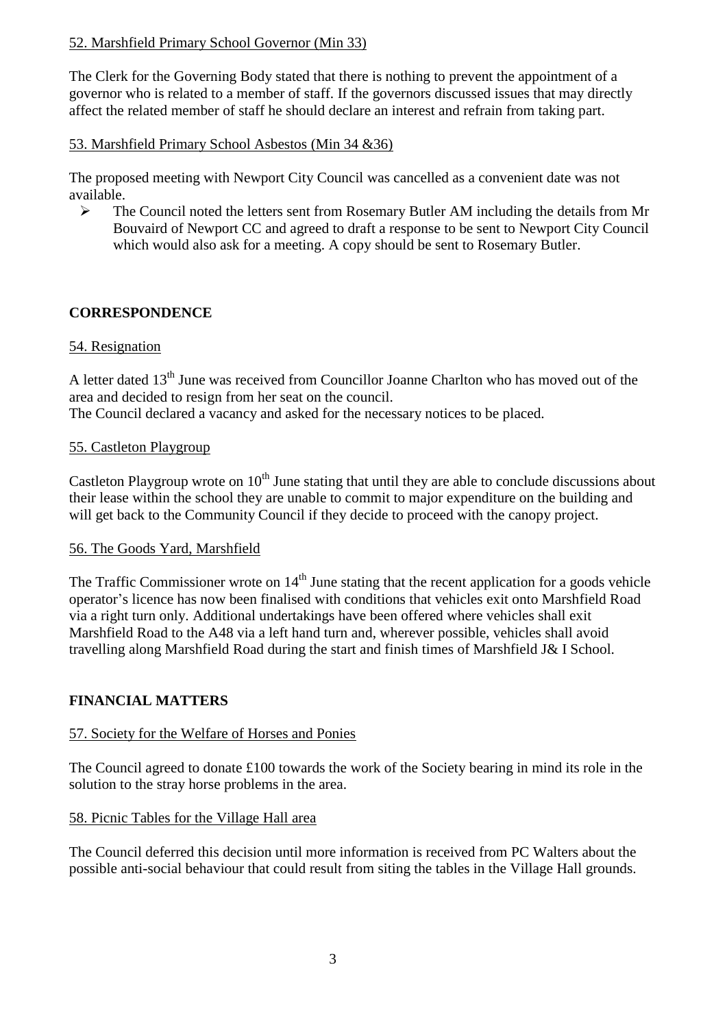52. Marshfield Primary School Governor (Min 33)

The Clerk for the Governing Body stated that there is nothing to prevent the appointment of a governor who is related to a member of staff. If the governors discussed issues that may directly affect the related member of staff he should declare an interest and refrain from taking part.

53. Marshfield Primary School Asbestos (Min 34 &36)

The proposed meeting with Newport City Council was cancelled as a convenient date was not available.

- The Council noted the letters sent from Rosemary Butler AM including the details from Mr Bouvaird of Newport CC and agreed to draft a response to be sent to Newport City Council which would also ask for a meeting. A copy should be sent to Rosemary Butler.

## CORRESPONDENCE

54. Resignation

A letter dated 13th June was received from Councillor Joanne Charlton who has moved out of the area and decided to resign from her seat on the council.
The Council declared a vacancy and asked for the necessary notices to be placed.

55. Castleton Playgroup

Castleton Playgroup wrote on 10th June stating that until they are able to conclude discussions about their lease within the school they are unable to commit to major expenditure on the building and will get back to the Community Council if they decide to proceed with the canopy project.

56. The Goods Yard, Marshfield

The Traffic Commissioner wrote on 14th June stating that the recent application for a goods vehicle operator's licence has now been finalised with conditions that vehicles exit onto Marshfield Road via a right turn only. Additional undertakings have been offered where vehicles shall exit Marshfield Road to the A48 via a left hand turn and, wherever possible, vehicles shall avoid travelling along Marshfield Road during the start and finish times of Marshfield J& I School.

## FINANCIAL MATTERS

57. Society for the Welfare of Horses and Ponies

The Council agreed to donate £100 towards the work of the Society bearing in mind its role in the solution to the stray horse problems in the area.

58. Picnic Tables for the Village Hall area

The Council deferred this decision until more information is received from PC Walters about the possible anti-social behaviour that could result from siting the tables in the Village Hall grounds.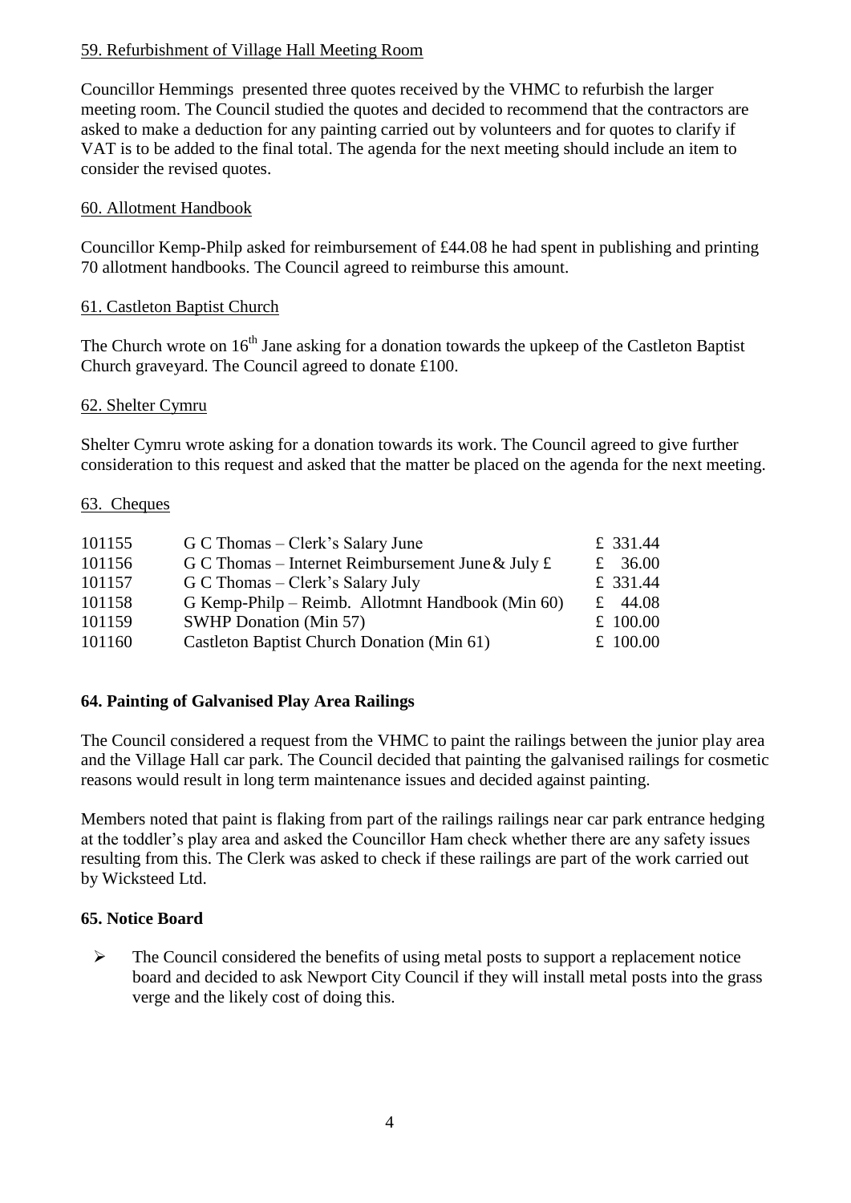59. Refurbishment of Village Hall Meeting Room

Councillor Hemmings  presented three quotes received by the VHMC to refurbish the larger meeting room. The Council studied the quotes and decided to recommend that the contractors are asked to make a deduction for any painting carried out by volunteers and for quotes to clarify if VAT is to be added to the final total. The agenda for the next meeting should include an item to consider the revised quotes.

60. Allotment Handbook

Councillor Kemp-Philp asked for reimbursement of £44.08 he had spent in publishing and printing 70 allotment handbooks. The Council agreed to reimburse this amount.

61. Castleton Baptist Church

The Church wrote on 16th Jane asking for a donation towards the upkeep of the Castleton Baptist Church graveyard. The Council agreed to donate £100.

62. Shelter Cymru

Shelter Cymru wrote asking for a donation towards its work. The Council agreed to give further consideration to this request and asked that the matter be placed on the agenda for the next meeting.

63.  Cheques

| | | |
|---|---|---|
| 101155 | G C Thomas – Clerk's Salary June | £ 331.44 |
| 101156 | G C Thomas – Internet Reimbursement June & July £ | £ 36.00 |
| 101157 | G C Thomas – Clerk's Salary July | £ 331.44 |
| 101158 | G Kemp-Philp – Reimb. Allotmnt Handbook (Min 60) | £ 44.08 |
| 101159 | SWHP Donation (Min 57) | £ 100.00 |
| 101160 | Castleton Baptist Church Donation (Min 61) | £ 100.00 |

**64. Painting of Galvanised Play Area Railings**

The Council considered a request from the VHMC to paint the railings between the junior play area and the Village Hall car park. The Council decided that painting the galvanised railings for cosmetic reasons would result in long term maintenance issues and decided against painting.

Members noted that paint is flaking from part of the railings railings near car park entrance hedging at the toddler's play area and asked the Councillor Ham check whether there are any safety issues resulting from this. The Clerk was asked to check if these railings are part of the work carried out by Wicksteed Ltd.

**65. Notice Board**

- The Council considered the benefits of using metal posts to support a replacement notice board and decided to ask Newport City Council if they will install metal posts into the grass verge and the likely cost of doing this.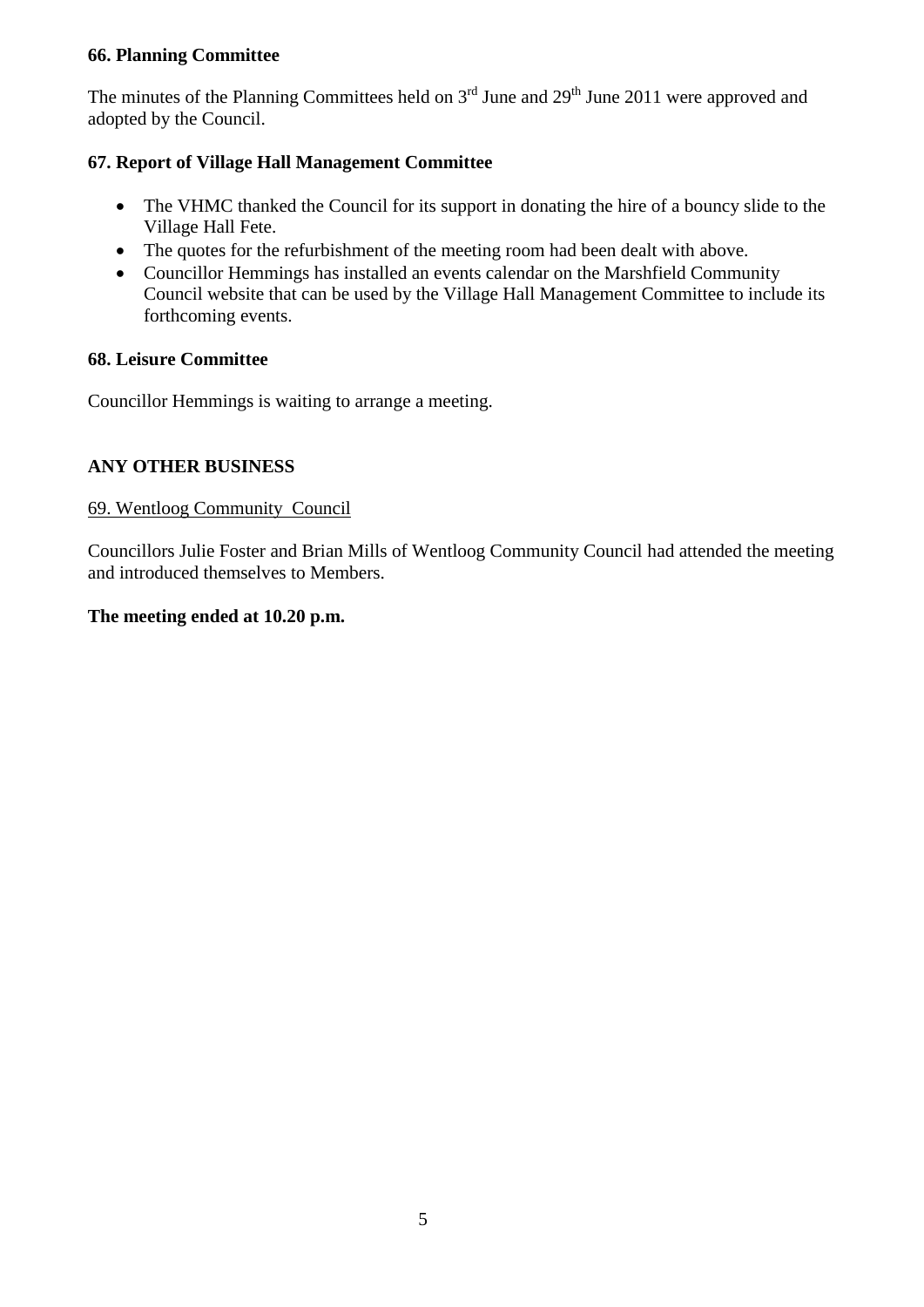**66. Planning Committee**

The minutes of the Planning Committees held on 3rd June and 29th June 2011 were approved and adopted by the Council.

**67. Report of Village Hall Management Committee**

- The VHMC thanked the Council for its support in donating the hire of a bouncy slide to the Village Hall Fete.
- The quotes for the refurbishment of the meeting room had been dealt with above.
- Councillor Hemmings has installed an events calendar on the Marshfield Community Council website that can be used by the Village Hall Management Committee to include its forthcoming events.

**68. Leisure Committee**

Councillor Hemmings is waiting to arrange a meeting.

**ANY OTHER BUSINESS**

69. Wentloog Community Council

Councillors Julie Foster and Brian Mills of Wentloog Community Council had attended the meeting and introduced themselves to Members.

**The meeting ended at 10.20 p.m.**